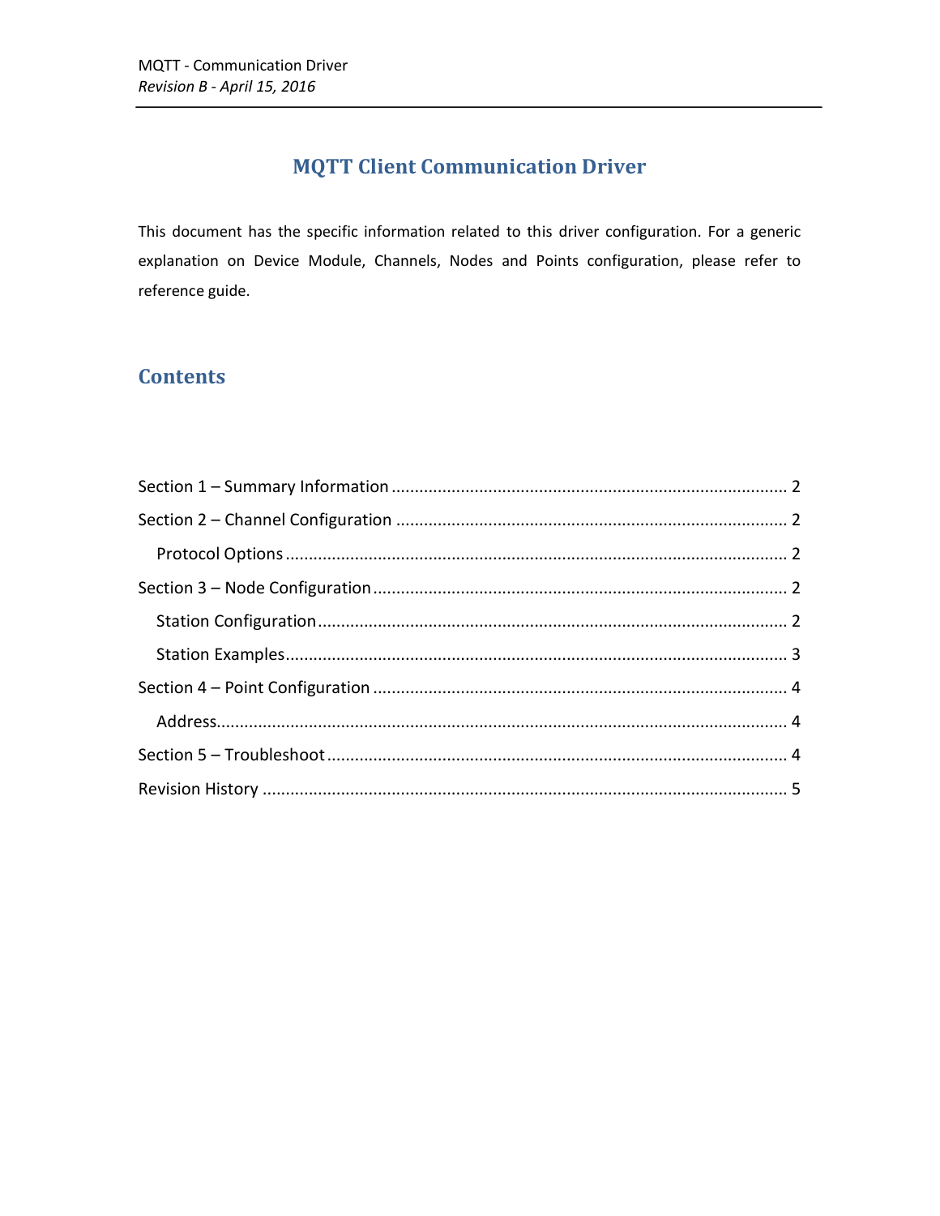# MQTT Client Communication Driver

This document has the specific information related to this driver configuration. For a generic explanation on Device Module, Channels, Nodes and Points configuration, please refer to reference guide.

## Contents

Section 1 – Summary Information ..... 2

Section 2 – Channel Configuration ..... 2

- Protocol Options ..... 2

Section 3 – Node Configuration ..... 2

- Station Configuration ..... 2
- Station Examples ..... 3

Section 4 – Point Configuration ..... 4

- Address ..... 4

Section 5 – Troubleshoot ..... 4

Revision History ..... 5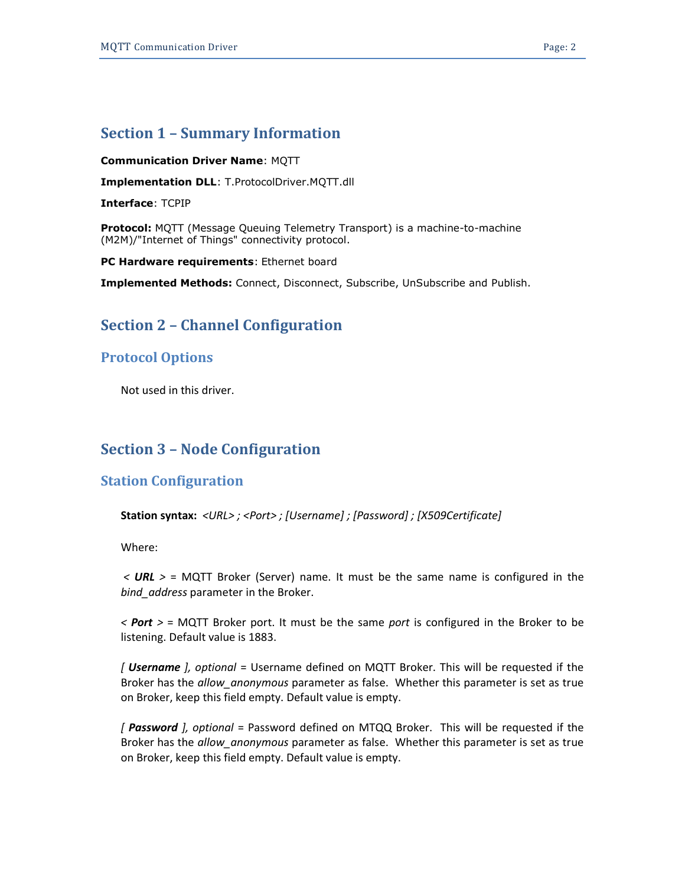## Section 1 – Summary Information

**Communication Driver Name**: MQTT

**Implementation DLL**: T.ProtocolDriver.MQTT.dll

**Interface**: TCPIP

**Protocol:** MQTT (Message Queuing Telemetry Transport) is a machine-to-machine (M2M)/"Internet of Things" connectivity protocol.

**PC Hardware requirements**: Ethernet board

**Implemented Methods:** Connect, Disconnect, Subscribe, UnSubscribe and Publish.

## Section 2 – Channel Configuration

### Protocol Options

Not used in this driver.

## Section 3 – Node Configuration

### Station Configuration

**Station syntax:** *<URL> ; <Port> ; [Username] ; [Password] ; [X509Certificate]*

Where:

*<* ***URL*** *>* = MQTT Broker (Server) name. It must be the same name is configured in the *bind_address* parameter in the Broker.

*<* ***Port*** *>* = MQTT Broker port. It must be the same *port* is configured in the Broker to be listening. Default value is 1883.

*[* ***Username*** *], optional* = Username defined on MQTT Broker. This will be requested if the Broker has the *allow_anonymous* parameter as false. Whether this parameter is set as true on Broker, keep this field empty. Default value is empty.

*[* ***Password*** *], optional* = Password defined on MTQQ Broker. This will be requested if the Broker has the *allow_anonymous* parameter as false. Whether this parameter is set as true on Broker, keep this field empty. Default value is empty.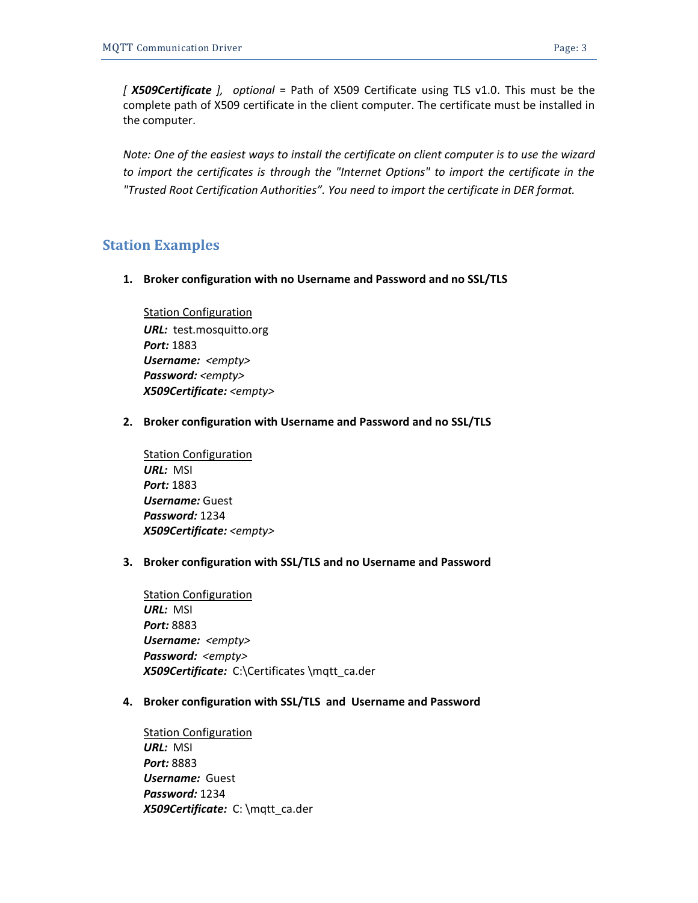*[* ***X509Certificate*** *], optional* = Path of X509 Certificate using TLS v1.0. This must be the complete path of X509 certificate in the client computer. The certificate must be installed in the computer.

*Note: One of the easiest ways to install the certificate on client computer is to use the wizard to import the certificates is through the "Internet Options" to import the certificate in the "Trusted Root Certification Authorities". You need to import the certificate in DER format.*

## Station Examples

1. **Broker configuration with no Username and Password and no SSL/TLS**

   Station Configuration
   ***URL:*** test.mosquitto.org
   ***Port:*** 1883
   ***Username:*** *<empty>*
   ***Password:*** *<empty>*
   ***X509Certificate:*** *<empty>*

2. **Broker configuration with Username and Password and no SSL/TLS**

   Station Configuration
   ***URL:*** MSI
   ***Port:*** 1883
   ***Username:*** Guest
   ***Password:*** 1234
   ***X509Certificate:*** *<empty>*

3. **Broker configuration with SSL/TLS and no Username and Password**

   Station Configuration
   ***URL:*** MSI
   ***Port:*** 8883
   ***Username:*** *<empty>*
   ***Password:*** *<empty>*
   ***X509Certificate:*** C:\Certificates \mqtt_ca.der

4. **Broker configuration with SSL/TLS and Username and Password**

   Station Configuration
   ***URL:*** MSI
   ***Port:*** 8883
   ***Username:*** Guest
   ***Password:*** 1234
   ***X509Certificate:*** C: \mqtt_ca.der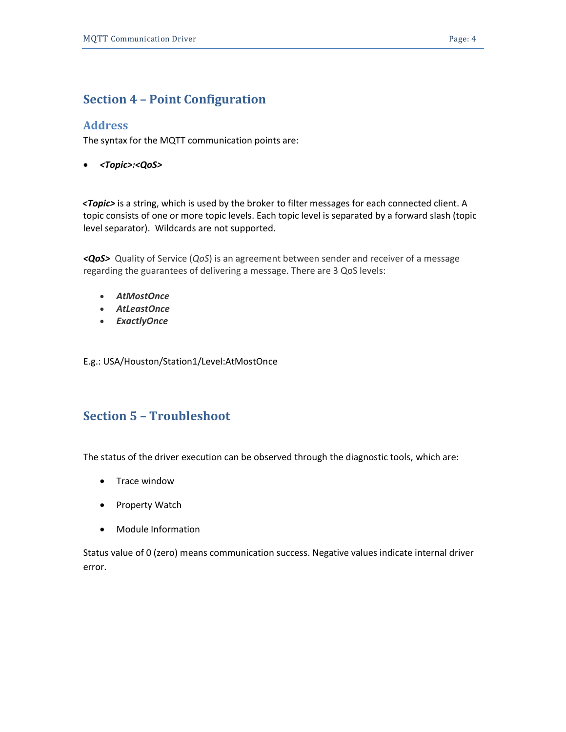## Section 4 – Point Configuration

### Address

The syntax for the MQTT communication points are:

- ***<Topic>:<QoS>***

***<Topic>*** is a string, which is used by the broker to filter messages for each connected client. A topic consists of one or more topic levels. Each topic level is separated by a forward slash (topic level separator). Wildcards are not supported.

***<QoS>*** Quality of Service (*QoS*) is an agreement between sender and receiver of a message regarding the guarantees of delivering a message. There are 3 QoS levels:

- ***AtMostOnce***
- ***AtLeastOnce***
- ***ExactlyOnce***

E.g.: USA/Houston/Station1/Level:AtMostOnce

## Section 5 – Troubleshoot

The status of the driver execution can be observed through the diagnostic tools, which are:

- Trace window
- Property Watch
- Module Information

Status value of 0 (zero) means communication success. Negative values indicate internal driver error.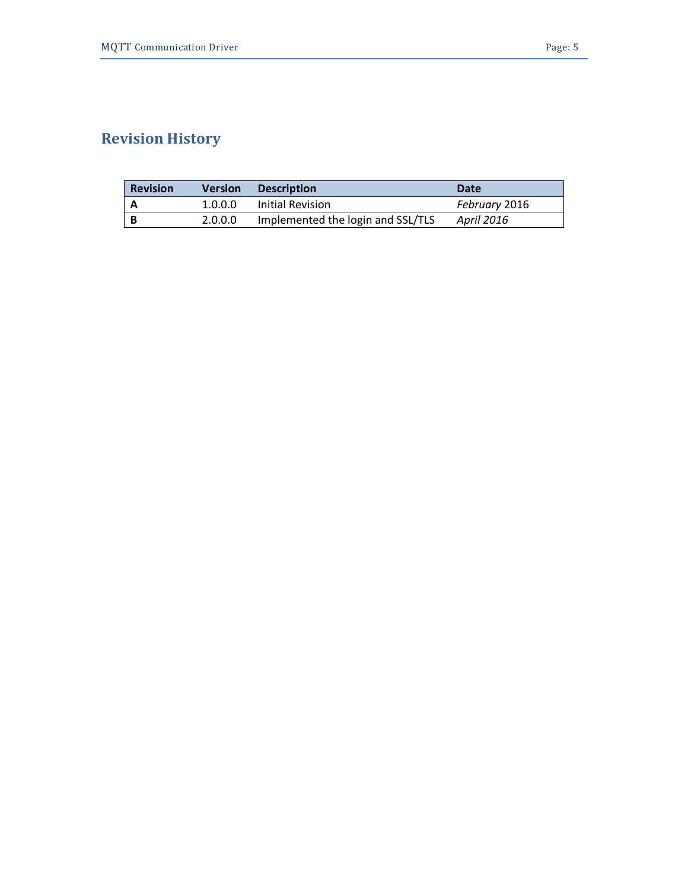## Revision History

| Revision | Version | Description | Date |
|---|---|---|---|
| **A** | 1.0.0.0 | Initial Revision | *February* 2016 |
| **B** | 2.0.0.0 | Implemented the login and SSL/TLS | *April 2016* |